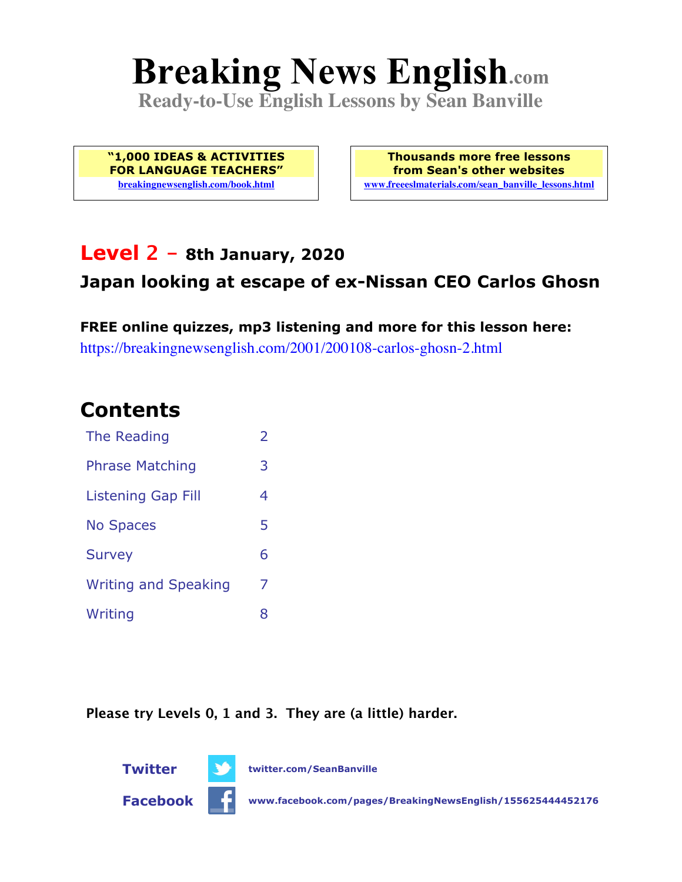# Breaking News English.com

**Ready-to-Use English Lessons by Sean Banville**

**"1,000 IDEAS & ACTIVITIES FOR LANGUAGE TEACHERS"**
breakingnewsenglish.com/book.html

**Thousands more free lessons from Sean's other websites**
www.freeeslmaterials.com/sean_banville_lessons.html

## Level 2 – 8th January, 2020

### Japan looking at escape of ex-Nissan CEO Carlos Ghosn

**FREE online quizzes, mp3 listening and more for this lesson here:**
https://breakingnewsenglish.com/2001/200108-carlos-ghosn-2.html

## Contents

| | |
|---|---|
| The Reading | 2 |
| Phrase Matching | 3 |
| Listening Gap Fill | 4 |
| No Spaces | 5 |
| Survey | 6 |
| Writing and Speaking | 7 |
| Writing | 8 |

**Please try Levels 0, 1 and 3. They are (a little) harder.**

**Twitter** twitter.com/SeanBanville

**Facebook** www.facebook.com/pages/BreakingNewsEnglish/155625444452176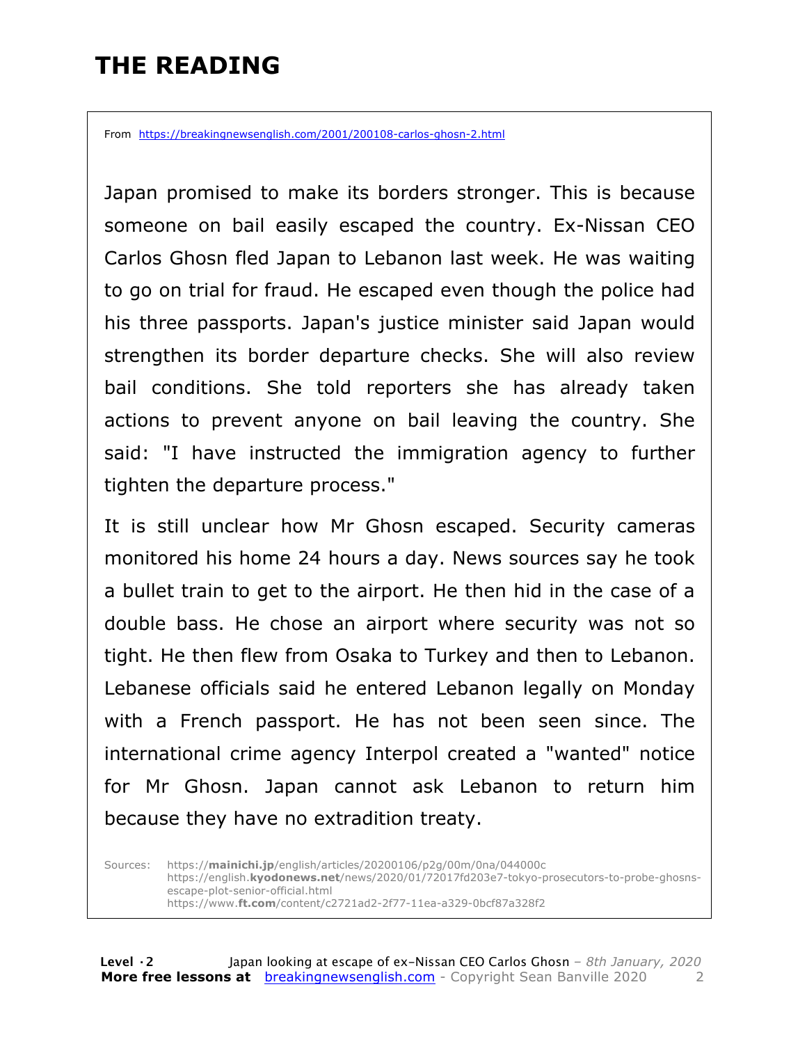# THE READING

From https://breakingnewsenglish.com/2001/200108-carlos-ghosn-2.html

Japan promised to make its borders stronger. This is because someone on bail easily escaped the country. Ex-Nissan CEO Carlos Ghosn fled Japan to Lebanon last week. He was waiting to go on trial for fraud. He escaped even though the police had his three passports. Japan's justice minister said Japan would strengthen its border departure checks. She will also review bail conditions. She told reporters she has already taken actions to prevent anyone on bail leaving the country. She said: "I have instructed the immigration agency to further tighten the departure process."

It is still unclear how Mr Ghosn escaped. Security cameras monitored his home 24 hours a day. News sources say he took a bullet train to get to the airport. He then hid in the case of a double bass. He chose an airport where security was not so tight. He then flew from Osaka to Turkey and then to Lebanon. Lebanese officials said he entered Lebanon legally on Monday with a French passport. He has not been seen since. The international crime agency Interpol created a "wanted" notice for Mr Ghosn. Japan cannot ask Lebanon to return him because they have no extradition treaty.

Sources: https://**mainichi.jp**/english/articles/20200106/p2g/00m/0na/044000c
https://english.**kyodonews.net**/news/2020/01/72017fd203e7-tokyo-prosecutors-to-probe-ghosns-escape-plot-senior-official.html
https://www.**ft.com**/content/c2721ad2-2f77-11ea-a329-0bcf87a328f2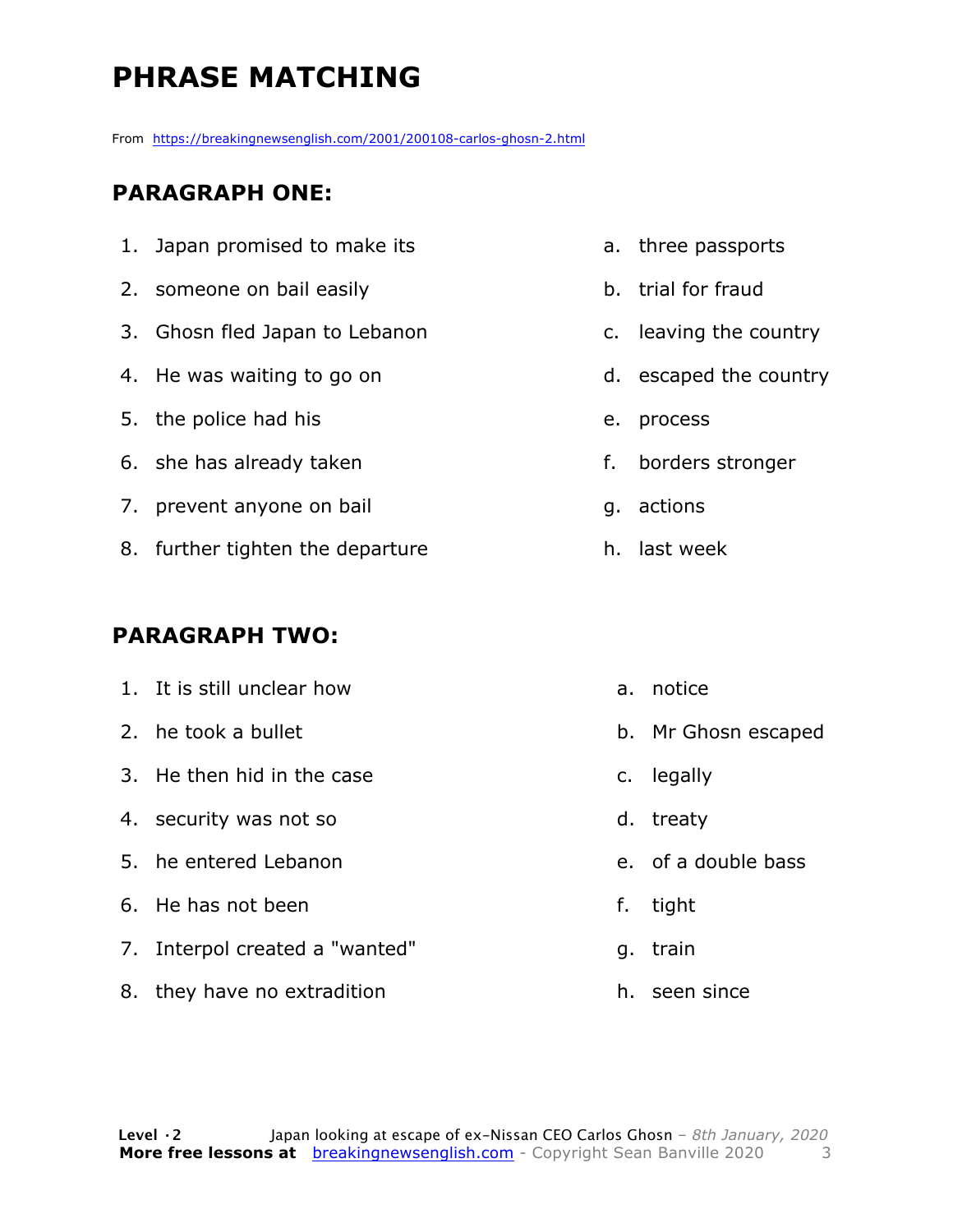# PHRASE MATCHING

From https://breakingnewsenglish.com/2001/200108-carlos-ghosn-2.html

## PARAGRAPH ONE:

1. Japan promised to make its
2. someone on bail easily
3. Ghosn fled Japan to Lebanon
4. He was waiting to go on
5. the police had his
6. she has already taken
7. prevent anyone on bail
8. further tighten the departure

a. three passports
b. trial for fraud
c. leaving the country
d. escaped the country
e. process
f. borders stronger
g. actions
h. last week

## PARAGRAPH TWO:

1. It is still unclear how
2. he took a bullet
3. He then hid in the case
4. security was not so
5. he entered Lebanon
6. He has not been
7. Interpol created a "wanted"
8. they have no extradition

a. notice
b. Mr Ghosn escaped
c. legally
d. treaty
e. of a double bass
f. tight
g. train
h. seen since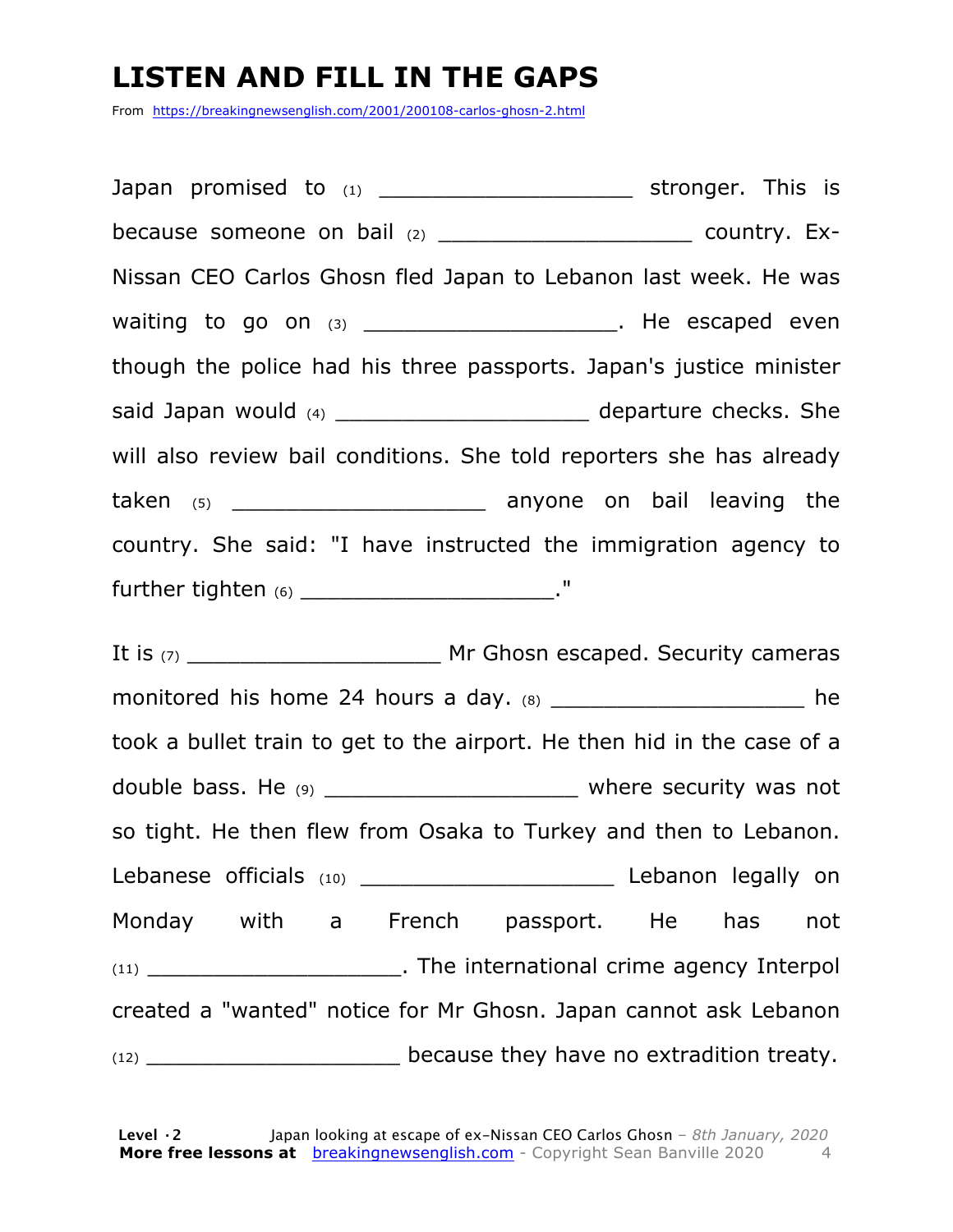# LISTEN AND FILL IN THE GAPS

From https://breakingnewsenglish.com/2001/200108-carlos-ghosn-2.html

Japan promised to (1) ___________________ stronger. This is because someone on bail (2) ___________________ country. Ex-Nissan CEO Carlos Ghosn fled Japan to Lebanon last week. He was waiting to go on (3) ___________________. He escaped even though the police had his three passports. Japan's justice minister said Japan would (4) ___________________ departure checks. She will also review bail conditions. She told reporters she has already taken (5) ___________________ anyone on bail leaving the country. She said: "I have instructed the immigration agency to further tighten (6) ___________________."

It is (7) ___________________ Mr Ghosn escaped. Security cameras monitored his home 24 hours a day. (8) ___________________ he took a bullet train to get to the airport. He then hid in the case of a double bass. He (9) ___________________ where security was not so tight. He then flew from Osaka to Turkey and then to Lebanon. Lebanese officials (10) ___________________ Lebanon legally on Monday with a French passport. He has not (11) ___________________. The international crime agency Interpol created a "wanted" notice for Mr Ghosn. Japan cannot ask Lebanon (12) ___________________ because they have no extradition treaty.

**Level · 2** Japan looking at escape of ex-Nissan CEO Carlos Ghosn – *8th January, 2020*
**More free lessons at** breakingnewsenglish.com - Copyright Sean Banville 2020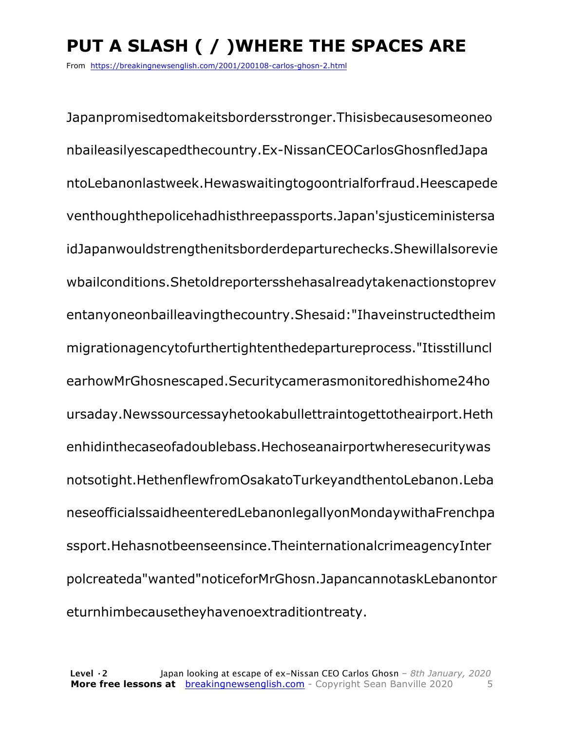# PUT A SLASH ( / )WHERE THE SPACES ARE

From https://breakingnewsenglish.com/2001/200108-carlos-ghosn-2.html

Japanpromisedtomakeitsbordersstronger.Thisisbecausesomeoneo nbaileasilyescapedthecountry.Ex-NissanCEOCarlosGhosnfledJapa ntoLebanonlastweek.Hewaswaitingtogoontrialforfraud.Heescapede venthoughthepolicehadhisthreepassports.Japan'sjusticeministersa idJapanwouldstrengthenitsborderdeparturechecks.Shewillalsorevie wbailconditions.Shetoldreportersshehasalreadytakenactionstoprev entanyoneonbailleavingthecountry.Shesaid:"Ihaveinstructedtheim migrationagencytofurthertightenthedepartureprocess."Itisstilluncl earhowMrGhosnescaped.Securitycamerasmonitoredhishome24ho ursaday.Newssourcessayhetookabullettraintogettotheairport.Heth enhidinthecaseofadoublebass.Hechoseanairportwheresecuritywas notsotight.HethenflewfromOsakatoTurkeyandthentoLebanon.Leba neseofficialssaidheenteredLebanonlegallyonMondaywithaFrenchpa ssport.Hehasnotbeenseensince.TheinternationalcrimeagencyInter polcreateda"wanted"noticeforMrGhosn.JapancannotaskLebanontor eturnhimbecausetheyhavenoextraditiontreaty.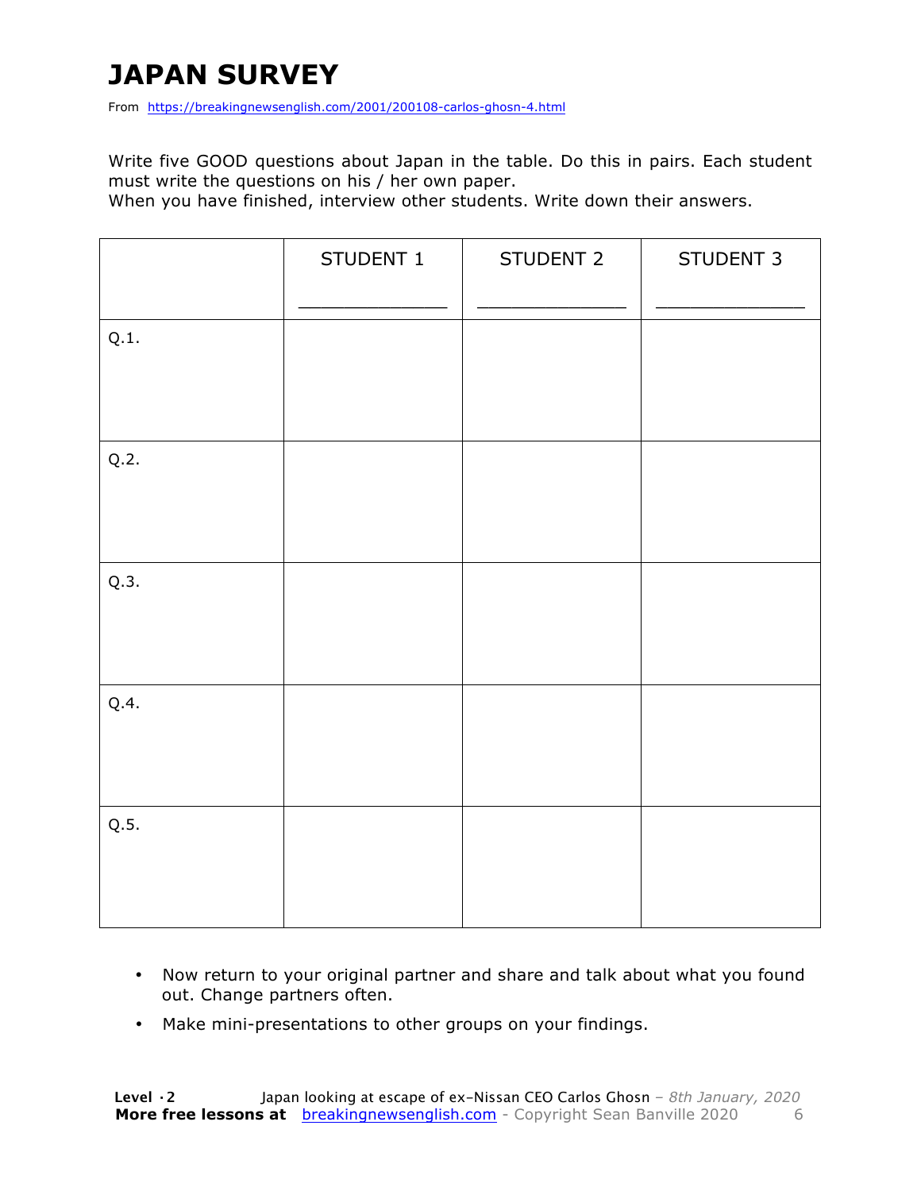# JAPAN SURVEY

From https://breakingnewsenglish.com/2001/200108-carlos-ghosn-4.html

Write five GOOD questions about Japan in the table. Do this in pairs. Each student must write the questions on his / her own paper.
When you have finished, interview other students. Write down their answers.

| | STUDENT 1<br>_____________ | STUDENT 2<br>_____________ | STUDENT 3<br>_____________ |
|---|---|---|---|
| Q.1. | | | |
| Q.2. | | | |
| Q.3. | | | |
| Q.4. | | | |
| Q.5. | | | |

- Now return to your original partner and share and talk about what you found out. Change partners often.
- Make mini-presentations to other groups on your findings.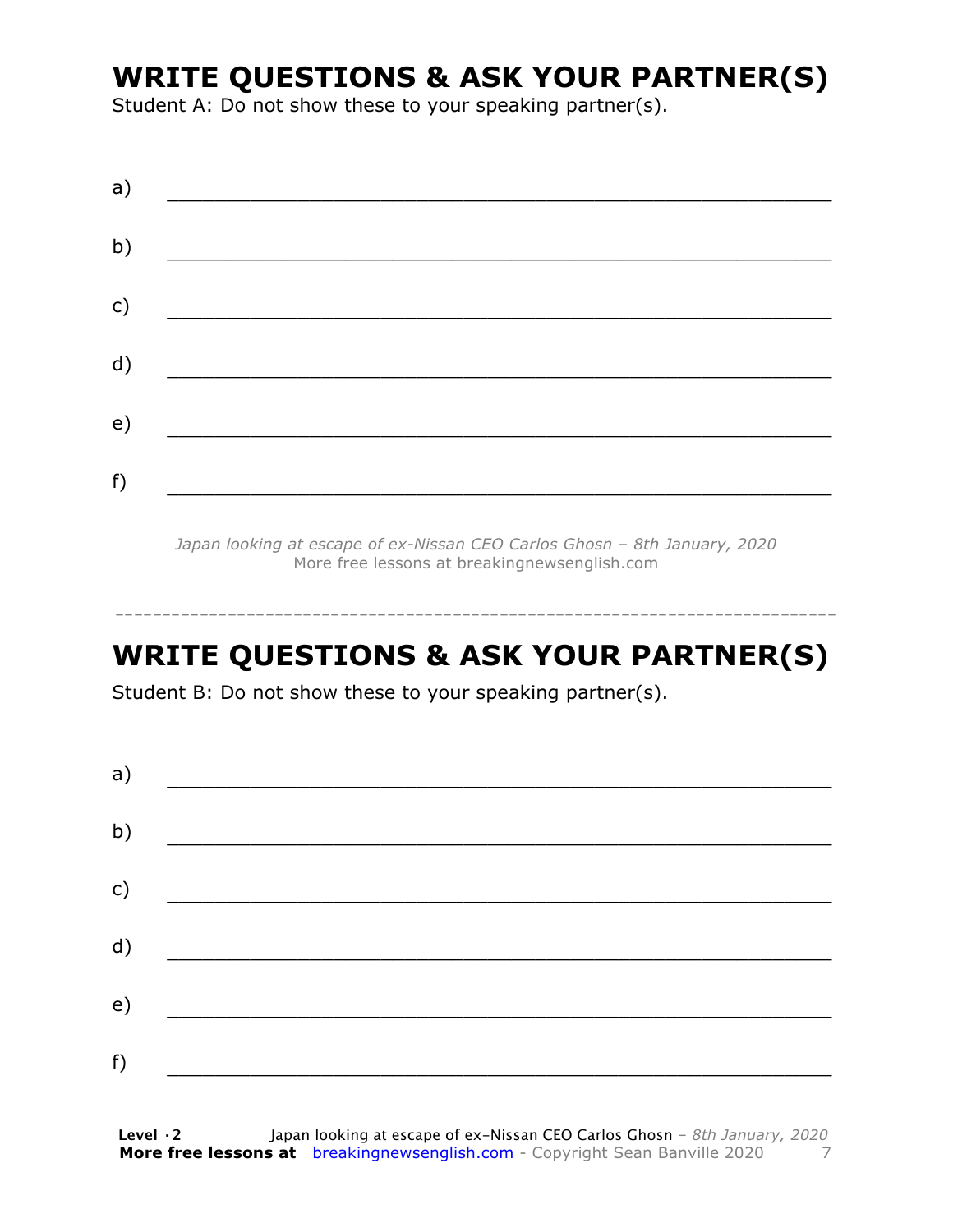# WRITE QUESTIONS & ASK YOUR PARTNER(S)

Student A: Do not show these to your speaking partner(s).

a) ___________________________________________________________

b) ___________________________________________________________

c) ___________________________________________________________

d) ___________________________________________________________

e) ___________________________________________________________

f) ___________________________________________________________

*Japan looking at escape of ex-Nissan CEO Carlos Ghosn – 8th January, 2020*
More free lessons at breakingnewsenglish.com

---

# WRITE QUESTIONS & ASK YOUR PARTNER(S)

Student B: Do not show these to your speaking partner(s).

a) ___________________________________________________________

b) ___________________________________________________________

c) ___________________________________________________________

d) ___________________________________________________________

e) ___________________________________________________________

f) ___________________________________________________________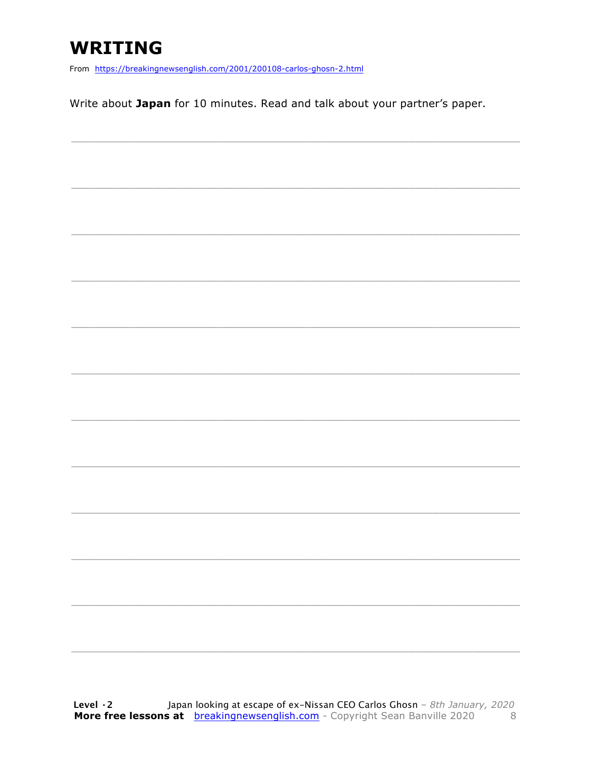# WRITING

From https://breakingnewsenglish.com/2001/200108-carlos-ghosn-2.html

Write about **Japan** for 10 minutes. Read and talk about your partner's paper.